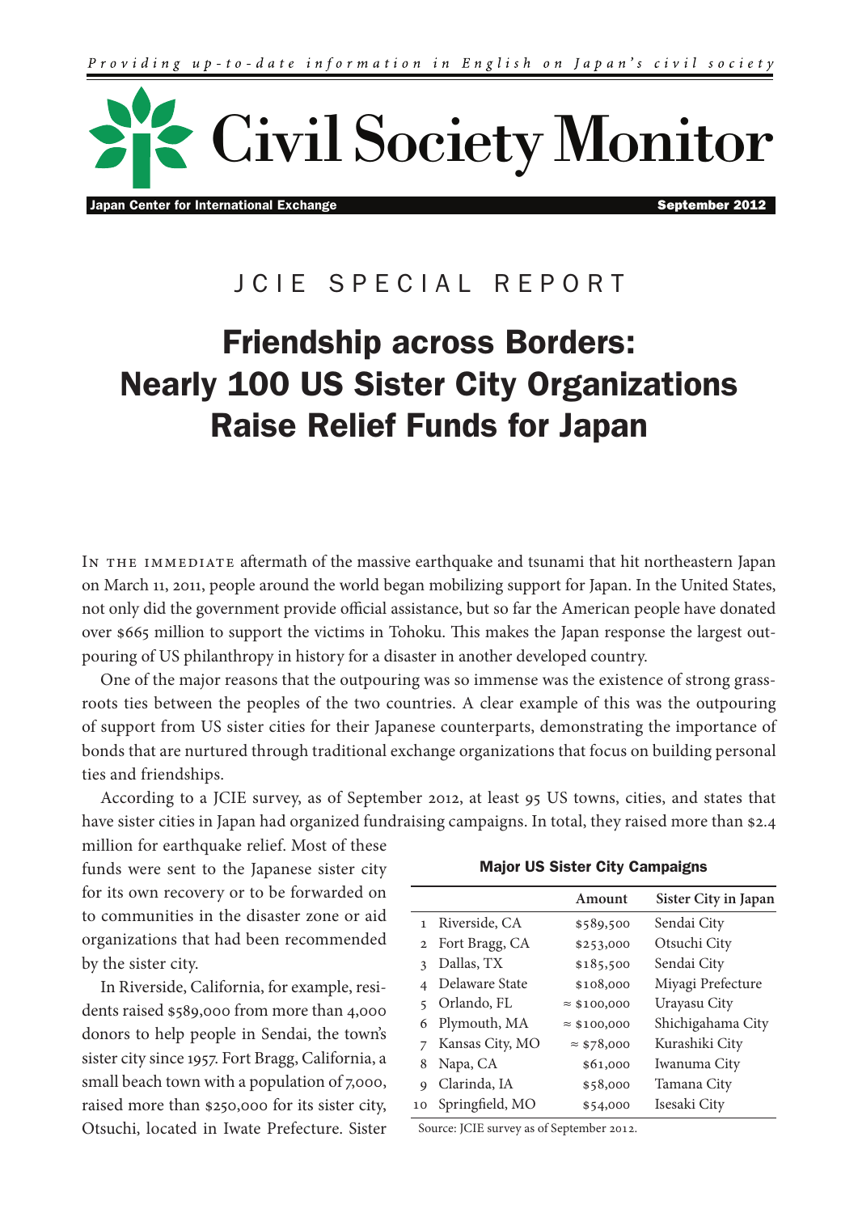*Providing up-to-date information in English on Japan's civil society*

# Civil Society Monitor

**Japan Center for International Exchange** — **September 2012**

JCIE SPECIAL REPORT

# Friendship across Borders: Nearly 100 US Sister City Organizations Raise Relief Funds for Japan

In the immediate aftermath of the massive earthquake and tsunami that hit northeastern Japan on March 11, 2011, people around the world began mobilizing support for Japan. In the United States, not only did the government provide official assistance, but so far the American people have donated over $665 million to support the victims in Tohoku. This makes the Japan response the largest outpouring of US philanthropy in history for a disaster in another developed country.

One of the major reasons that the outpouring was so immense was the existence of strong grassroots ties between the peoples of the two countries. A clear example of this was the outpouring of support from US sister cities for their Japanese counterparts, demonstrating the importance of bonds that are nurtured through traditional exchange organizations that focus on building personal ties and friendships.

According to a JCIE survey, as of September 2012, at least 95 US towns, cities, and states that have sister cities in Japan had organized fundraising campaigns. In total, they raised more than $2.4 million for earthquake relief. Most of these funds were sent to the Japanese sister city for its own recovery or to be forwarded on to communities in the disaster zone or aid organizations that had been recommended by the sister city.

In Riverside, California, for example, residents raised $589,000 from more than 4,000 donors to help people in Sendai, the town's sister city since 1957. Fort Bragg, California, a small beach town with a population of 7,000, raised more than $250,000 for its sister city, Otsuchi, located in Iwate Prefecture. Sister

**Major US Sister City Campaigns**

| | | Amount | Sister City in Japan |
|---|---|---|---|
| 1 | Riverside, CA | $589,500 | Sendai City |
| 2 | Fort Bragg, CA | $253,000 | Otsuchi City |
| 3 | Dallas, TX | $185,500 | Sendai City |
| 4 | Delaware State | $108,000 | Miyagi Prefecture |
| 5 | Orlando, FL | ≈ $100,000 | Urayasu City |
| 6 | Plymouth, MA | ≈ $100,000 | Shichigahama City |
| 7 | Kansas City, MO | ≈ $78,000 | Kurashiki City |
| 8 | Napa, CA | $61,000 | Iwanuma City |
| 9 | Clarinda, IA | $58,000 | Tamana City |
| 10 | Springfield, MO | $54,000 | Isesaki City |

Source: JCIE survey as of September 2012.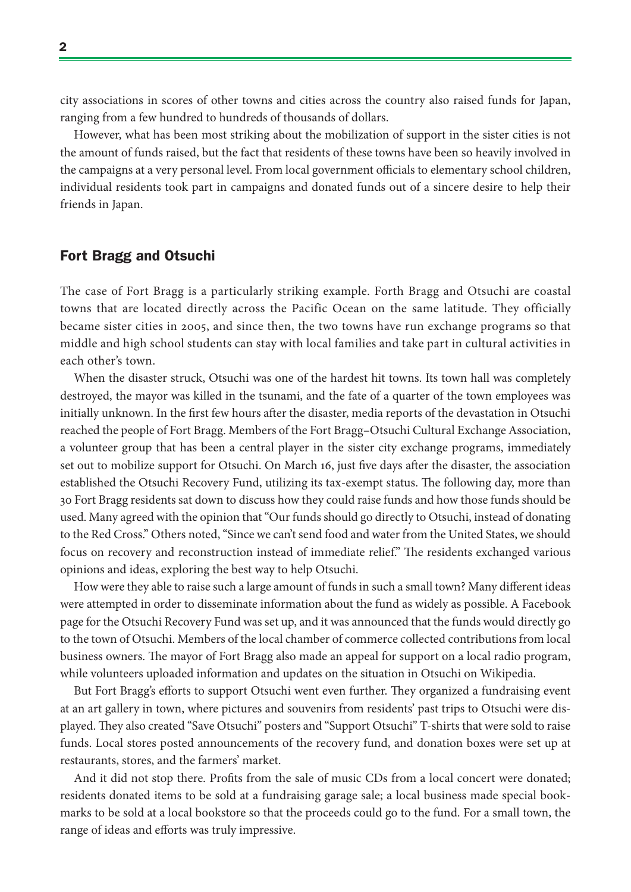city associations in scores of other towns and cities across the country also raised funds for Japan, ranging from a few hundred to hundreds of thousands of dollars.

However, what has been most striking about the mobilization of support in the sister cities is not the amount of funds raised, but the fact that residents of these towns have been so heavily involved in the campaigns at a very personal level. From local government officials to elementary school children, individual residents took part in campaigns and donated funds out of a sincere desire to help their friends in Japan.

## Fort Bragg and Otsuchi

The case of Fort Bragg is a particularly striking example. Forth Bragg and Otsuchi are coastal towns that are located directly across the Pacific Ocean on the same latitude. They officially became sister cities in 2005, and since then, the two towns have run exchange programs so that middle and high school students can stay with local families and take part in cultural activities in each other's town.

When the disaster struck, Otsuchi was one of the hardest hit towns. Its town hall was completely destroyed, the mayor was killed in the tsunami, and the fate of a quarter of the town employees was initially unknown. In the first few hours after the disaster, media reports of the devastation in Otsuchi reached the people of Fort Bragg. Members of the Fort Bragg–Otsuchi Cultural Exchange Association, a volunteer group that has been a central player in the sister city exchange programs, immediately set out to mobilize support for Otsuchi. On March 16, just five days after the disaster, the association established the Otsuchi Recovery Fund, utilizing its tax-exempt status. The following day, more than 30 Fort Bragg residents sat down to discuss how they could raise funds and how those funds should be used. Many agreed with the opinion that "Our funds should go directly to Otsuchi, instead of donating to the Red Cross." Others noted, "Since we can't send food and water from the United States, we should focus on recovery and reconstruction instead of immediate relief." The residents exchanged various opinions and ideas, exploring the best way to help Otsuchi.

How were they able to raise such a large amount of funds in such a small town? Many different ideas were attempted in order to disseminate information about the fund as widely as possible. A Facebook page for the Otsuchi Recovery Fund was set up, and it was announced that the funds would directly go to the town of Otsuchi. Members of the local chamber of commerce collected contributions from local business owners. The mayor of Fort Bragg also made an appeal for support on a local radio program, while volunteers uploaded information and updates on the situation in Otsuchi on Wikipedia.

But Fort Bragg's efforts to support Otsuchi went even further. They organized a fundraising event at an art gallery in town, where pictures and souvenirs from residents' past trips to Otsuchi were displayed. They also created "Save Otsuchi" posters and "Support Otsuchi" T-shirts that were sold to raise funds. Local stores posted announcements of the recovery fund, and donation boxes were set up at restaurants, stores, and the farmers' market.

And it did not stop there. Profits from the sale of music CDs from a local concert were donated; residents donated items to be sold at a fundraising garage sale; a local business made special bookmarks to be sold at a local bookstore so that the proceeds could go to the fund. For a small town, the range of ideas and efforts was truly impressive.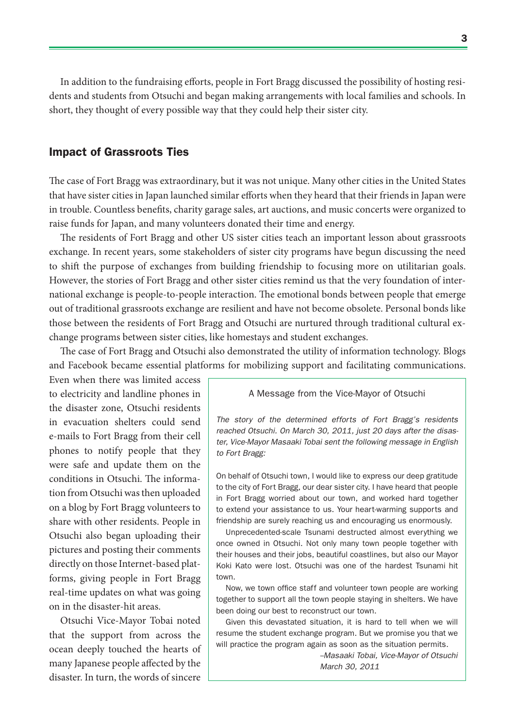In addition to the fundraising efforts, people in Fort Bragg discussed the possibility of hosting residents and students from Otsuchi and began making arrangements with local families and schools. In short, they thought of every possible way that they could help their sister city.

## Impact of Grassroots Ties

The case of Fort Bragg was extraordinary, but it was not unique. Many other cities in the United States that have sister cities in Japan launched similar efforts when they heard that their friends in Japan were in trouble. Countless benefits, charity garage sales, art auctions, and music concerts were organized to raise funds for Japan, and many volunteers donated their time and energy.

The residents of Fort Bragg and other US sister cities teach an important lesson about grassroots exchange. In recent years, some stakeholders of sister city programs have begun discussing the need to shift the purpose of exchanges from building friendship to focusing more on utilitarian goals. However, the stories of Fort Bragg and other sister cities remind us that the very foundation of international exchange is people-to-people interaction. The emotional bonds between people that emerge out of traditional grassroots exchange are resilient and have not become obsolete. Personal bonds like those between the residents of Fort Bragg and Otsuchi are nurtured through traditional cultural exchange programs between sister cities, like homestays and student exchanges.

The case of Fort Bragg and Otsuchi also demonstrated the utility of information technology. Blogs and Facebook became essential platforms for mobilizing support and facilitating communications. Even when there was limited access to electricity and landline phones in the disaster zone, Otsuchi residents in evacuation shelters could send e-mails to Fort Bragg from their cell phones to notify people that they were safe and update them on the conditions in Otsuchi. The information from Otsuchi was then uploaded on a blog by Fort Bragg volunteers to share with other residents. People in Otsuchi also began uploading their pictures and posting their comments directly on those Internet-based platforms, giving people in Fort Bragg real-time updates on what was going on in the disaster-hit areas.

Otsuchi Vice-Mayor Tobai noted that the support from across the ocean deeply touched the hearts of many Japanese people affected by the disaster. In turn, the words of sincere

> **A Message from the Vice-Mayor of Otsuchi**
>
> *The story of the determined efforts of Fort Bragg's residents reached Otsuchi. On March 30, 2011, just 20 days after the disaster, Vice-Mayor Masaaki Tobai sent the following message in English to Fort Bragg:*
>
> On behalf of Otsuchi town, I would like to express our deep gratitude to the city of Fort Bragg, our dear sister city. I have heard that people in Fort Bragg worried about our town, and worked hard together to extend your assistance to us. Your heart-warming supports and friendship are surely reaching us and encouraging us enormously.
>
> Unprecedented-scale Tsunami destructed almost everything we once owned in Otsuchi. Not only many town people together with their houses and their jobs, beautiful coastlines, but also our Mayor Koki Kato were lost. Otsuchi was one of the hardest Tsunami hit town.
>
> Now, we town office staff and volunteer town people are working together to support all the town people staying in shelters. We have been doing our best to reconstruct our town.
>
> Given this devastated situation, it is hard to tell when we will resume the student exchange program. But we promise you that we will practice the program again as soon as the situation permits.
>
> *–Masaaki Tobai, Vice-Mayor of Otsuchi*
> *March 30, 2011*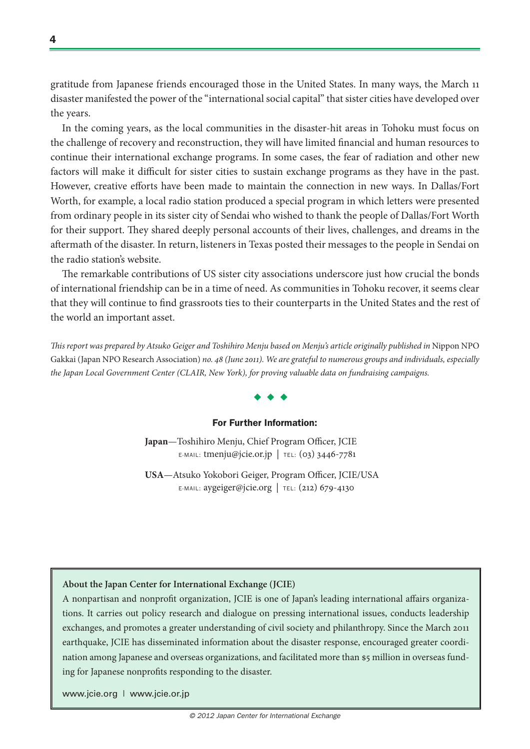gratitude from Japanese friends encouraged those in the United States. In many ways, the March 11 disaster manifested the power of the "international social capital" that sister cities have developed over the years.

In the coming years, as the local communities in the disaster-hit areas in Tohoku must focus on the challenge of recovery and reconstruction, they will have limited financial and human resources to continue their international exchange programs. In some cases, the fear of radiation and other new factors will make it difficult for sister cities to sustain exchange programs as they have in the past. However, creative efforts have been made to maintain the connection in new ways. In Dallas/Fort Worth, for example, a local radio station produced a special program in which letters were presented from ordinary people in its sister city of Sendai who wished to thank the people of Dallas/Fort Worth for their support. They shared deeply personal accounts of their lives, challenges, and dreams in the aftermath of the disaster. In return, listeners in Texas posted their messages to the people in Sendai on the radio station's website.

The remarkable contributions of US sister city associations underscore just how crucial the bonds of international friendship can be in a time of need. As communities in Tohoku recover, it seems clear that they will continue to find grassroots ties to their counterparts in the United States and the rest of the world an important asset.

*This report was prepared by Atsuko Geiger and Toshihiro Menju based on Menju's article originally published in* Nippon NPO Gakkai (Japan NPO Research Association) *no. 48 (June 2011). We are grateful to numerous groups and individuals, especially the Japan Local Government Center (CLAIR, New York), for proving valuable data on fundraising campaigns.*

◆ ◆ ◆

### For Further Information:

**Japan**—Toshihiro Menju, Chief Program Officer, JCIE
E-MAIL: tmenju@jcie.or.jp | TEL: (03) 3446-7781

**USA**—Atsuko Yokobori Geiger, Program Officer, JCIE/USA
E-MAIL: aygeiger@jcie.org | TEL: (212) 679-4130

**About the Japan Center for International Exchange (JCIE)**

A nonpartisan and nonprofit organization, JCIE is one of Japan's leading international affairs organizations. It carries out policy research and dialogue on pressing international issues, conducts leadership exchanges, and promotes a greater understanding of civil society and philanthropy. Since the March 2011 earthquake, JCIE has disseminated information about the disaster response, encouraged greater coordination among Japanese and overseas organizations, and facilitated more than $5 million in overseas funding for Japanese nonprofits responding to the disaster.

www.jcie.org | www.jcie.or.jp

*© 2012 Japan Center for International Exchange*